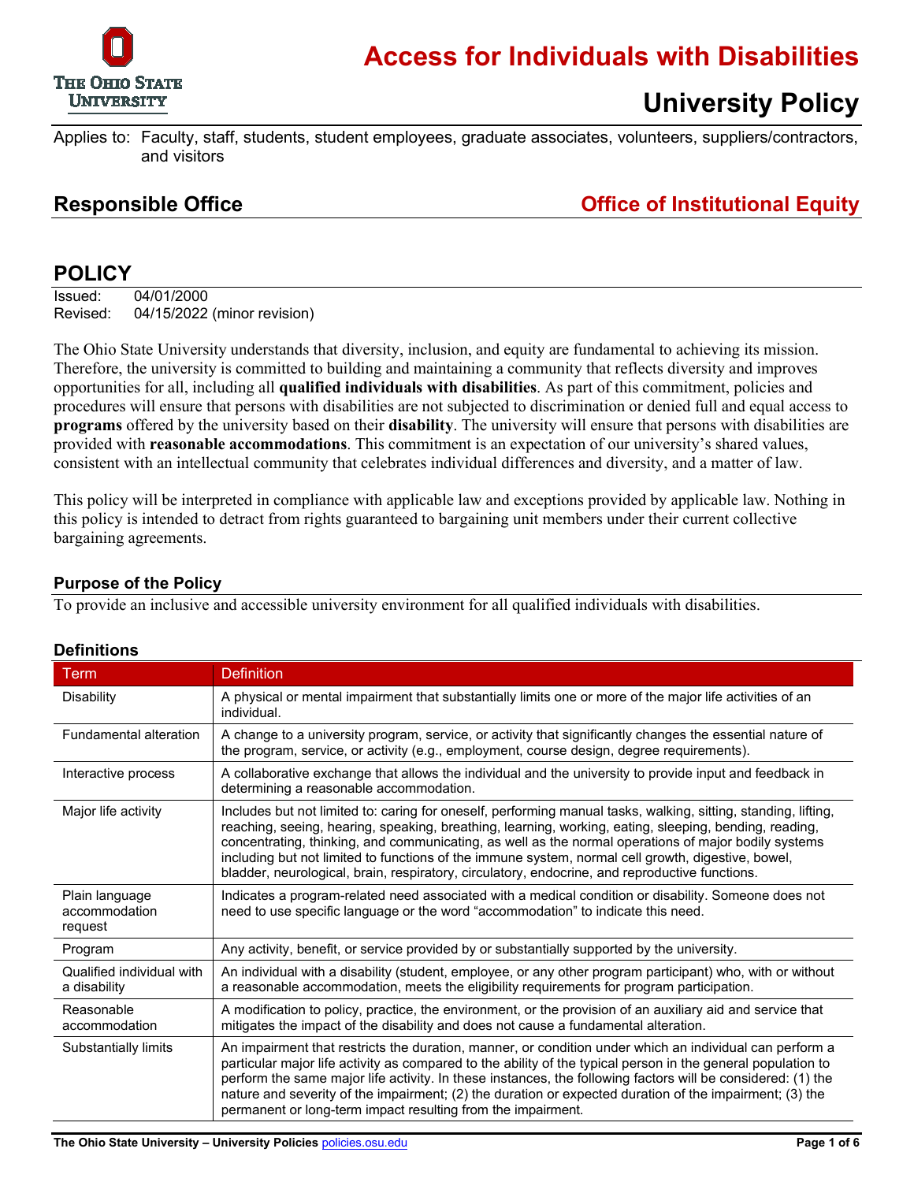# Access for Individuals with Disabilities

## University Policy

Applies to: Faculty, staff, students, student employees, graduate associates, volunteers, suppliers/contractors, and visitors

**Responsible Office** — **Office of Institutional Equity**

## POLICY

Issued: 04/01/2000
Revised: 04/15/2022 (minor revision)

The Ohio State University understands that diversity, inclusion, and equity are fundamental to achieving its mission. Therefore, the university is committed to building and maintaining a community that reflects diversity and improves opportunities for all, including all **qualified individuals with disabilities**. As part of this commitment, policies and procedures will ensure that persons with disabilities are not subjected to discrimination or denied full and equal access to **programs** offered by the university based on their **disability**. The university will ensure that persons with disabilities are provided with **reasonable accommodations**. This commitment is an expectation of our university's shared values, consistent with an intellectual community that celebrates individual differences and diversity, and a matter of law.

This policy will be interpreted in compliance with applicable law and exceptions provided by applicable law. Nothing in this policy is intended to detract from rights guaranteed to bargaining unit members under their current collective bargaining agreements.

### Purpose of the Policy

To provide an inclusive and accessible university environment for all qualified individuals with disabilities.

### Definitions

| Term | Definition |
|---|---|
| Disability | A physical or mental impairment that substantially limits one or more of the major life activities of an individual. |
| Fundamental alteration | A change to a university program, service, or activity that significantly changes the essential nature of the program, service, or activity (e.g., employment, course design, degree requirements). |
| Interactive process | A collaborative exchange that allows the individual and the university to provide input and feedback in determining a reasonable accommodation. |
| Major life activity | Includes but not limited to: caring for oneself, performing manual tasks, walking, sitting, standing, lifting, reaching, seeing, hearing, speaking, breathing, learning, working, eating, sleeping, bending, reading, concentrating, thinking, and communicating, as well as the normal operations of major bodily systems including but not limited to functions of the immune system, normal cell growth, digestive, bowel, bladder, neurological, brain, respiratory, circulatory, endocrine, and reproductive functions. |
| Plain language accommodation request | Indicates a program-related need associated with a medical condition or disability. Someone does not need to use specific language or the word "accommodation" to indicate this need. |
| Program | Any activity, benefit, or service provided by or substantially supported by the university. |
| Qualified individual with a disability | An individual with a disability (student, employee, or any other program participant) who, with or without a reasonable accommodation, meets the eligibility requirements for program participation. |
| Reasonable accommodation | A modification to policy, practice, the environment, or the provision of an auxiliary aid and service that mitigates the impact of the disability and does not cause a fundamental alteration. |
| Substantially limits | An impairment that restricts the duration, manner, or condition under which an individual can perform a particular major life activity as compared to the ability of the typical person in the general population to perform the same major life activity. In these instances, the following factors will be considered: (1) the nature and severity of the impairment; (2) the duration or expected duration of the impairment; (3) the permanent or long-term impact resulting from the impairment. |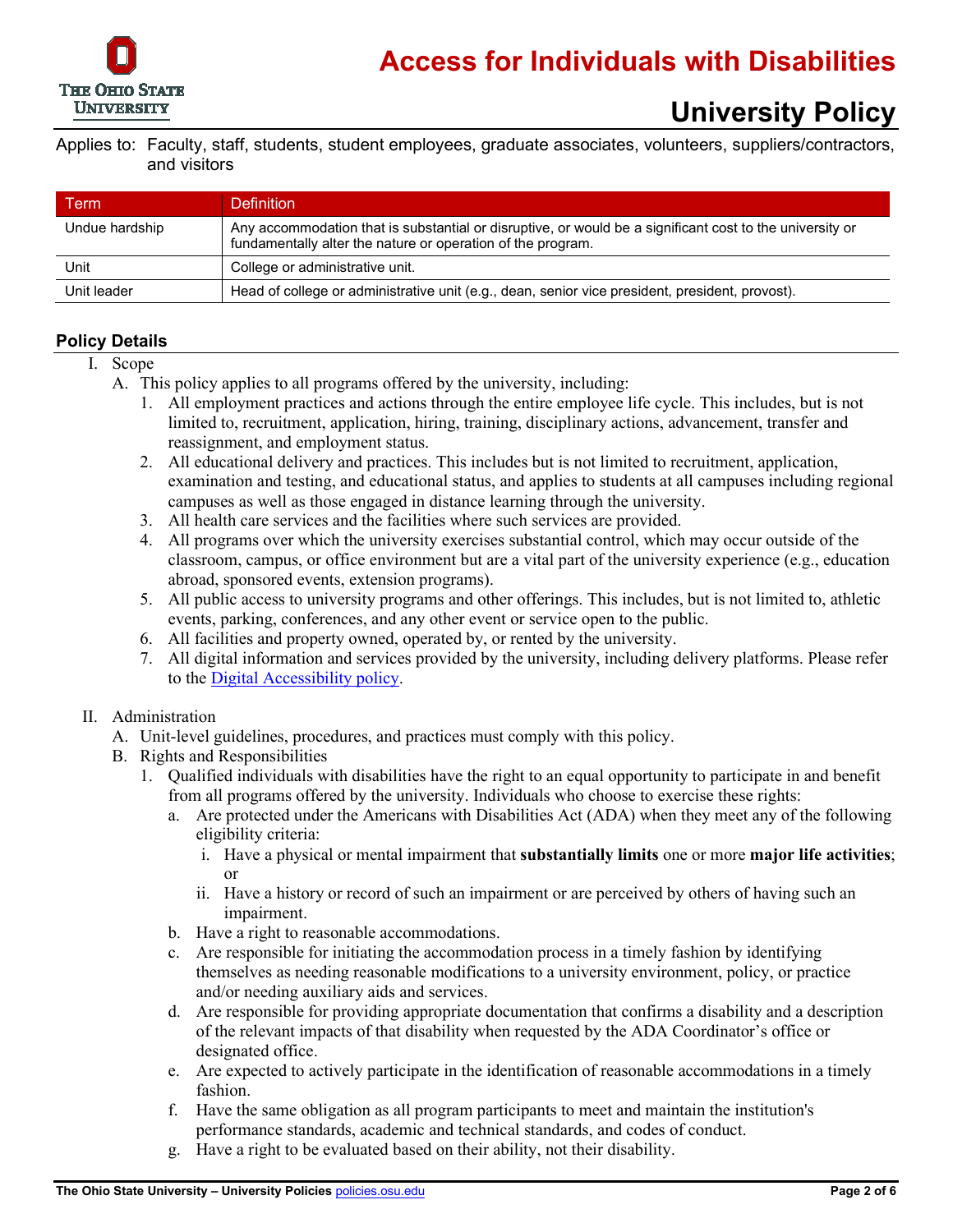# Access for Individuals with Disabilities

## University Policy

Applies to: Faculty, staff, students, student employees, graduate associates, volunteers, suppliers/contractors, and visitors

| Term | Definition |
| --- | --- |
| Undue hardship | Any accommodation that is substantial or disruptive, or would be a significant cost to the university or fundamentally alter the nature or operation of the program. |
| Unit | College or administrative unit. |
| Unit leader | Head of college or administrative unit (e.g., dean, senior vice president, president, provost). |

### Policy Details

I. Scope
   A. This policy applies to all programs offered by the university, including:
      1. All employment practices and actions through the entire employee life cycle. This includes, but is not limited to, recruitment, application, hiring, training, disciplinary actions, advancement, transfer and reassignment, and employment status.
      2. All educational delivery and practices. This includes but is not limited to recruitment, application, examination and testing, and educational status, and applies to students at all campuses including regional campuses as well as those engaged in distance learning through the university.
      3. All health care services and the facilities where such services are provided.
      4. All programs over which the university exercises substantial control, which may occur outside of the classroom, campus, or office environment but are a vital part of the university experience (e.g., education abroad, sponsored events, extension programs).
      5. All public access to university programs and other offerings. This includes, but is not limited to, athletic events, parking, conferences, and any other event or service open to the public.
      6. All facilities and property owned, operated by, or rented by the university.
      7. All digital information and services provided by the university, including delivery platforms. Please refer to the Digital Accessibility policy.

II. Administration
   A. Unit-level guidelines, procedures, and practices must comply with this policy.
   B. Rights and Responsibilities
      1. Qualified individuals with disabilities have the right to an equal opportunity to participate in and benefit from all programs offered by the university. Individuals who choose to exercise these rights:
         a. Are protected under the Americans with Disabilities Act (ADA) when they meet any of the following eligibility criteria:
            i. Have a physical or mental impairment that **substantially limits** one or more **major life activities**; or
            ii. Have a history or record of such an impairment or are perceived by others of having such an impairment.
         b. Have a right to reasonable accommodations.
         c. Are responsible for initiating the accommodation process in a timely fashion by identifying themselves as needing reasonable modifications to a university environment, policy, or practice and/or needing auxiliary aids and services.
         d. Are responsible for providing appropriate documentation that confirms a disability and a description of the relevant impacts of that disability when requested by the ADA Coordinator's office or designated office.
         e. Are expected to actively participate in the identification of reasonable accommodations in a timely fashion.
         f. Have the same obligation as all program participants to meet and maintain the institution's performance standards, academic and technical standards, and codes of conduct.
         g. Have a right to be evaluated based on their ability, not their disability.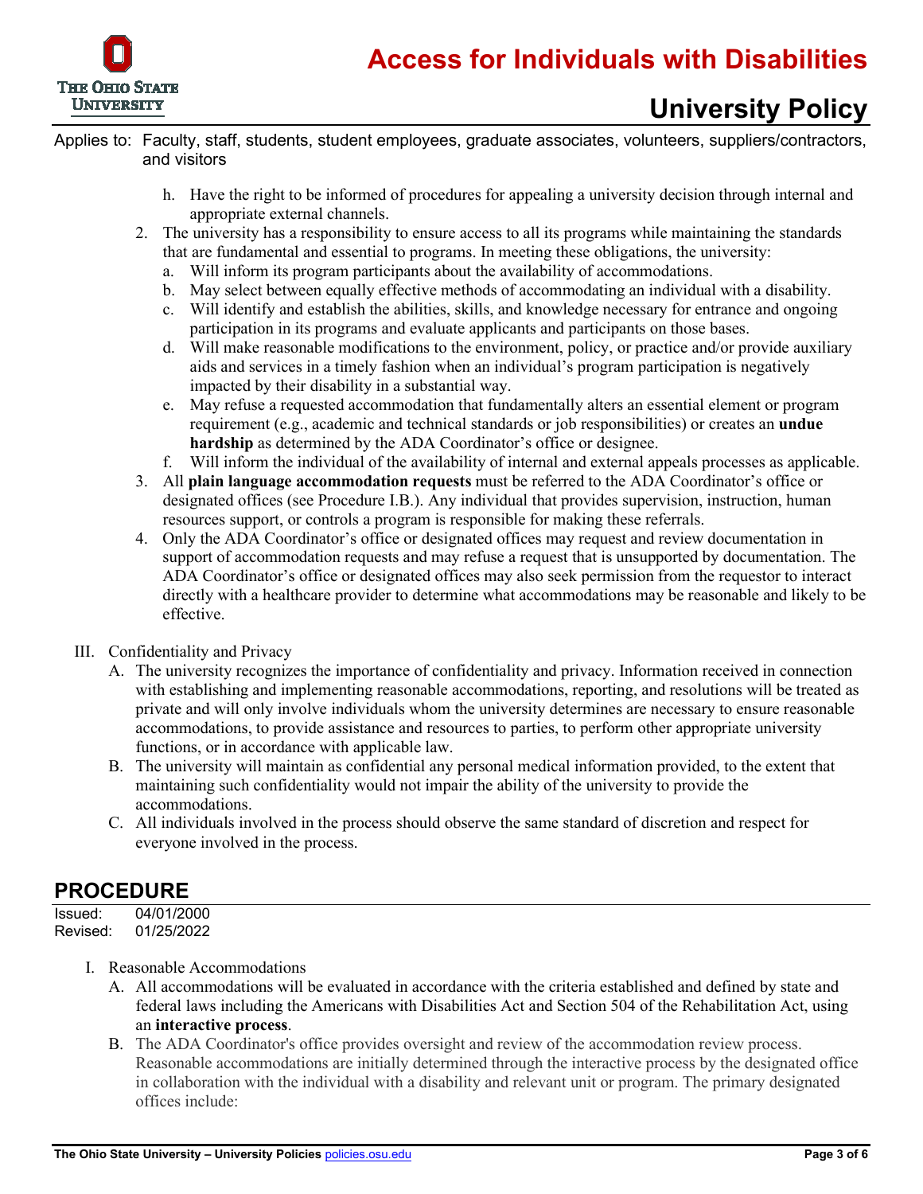h. Have the right to be informed of procedures for appealing a university decision through internal and appropriate external channels.

2. The university has a responsibility to ensure access to all its programs while maintaining the standards that are fundamental and essential to programs. In meeting these obligations, the university:
   a. Will inform its program participants about the availability of accommodations.
   b. May select between equally effective methods of accommodating an individual with a disability.
   c. Will identify and establish the abilities, skills, and knowledge necessary for entrance and ongoing participation in its programs and evaluate applicants and participants on those bases.
   d. Will make reasonable modifications to the environment, policy, or practice and/or provide auxiliary aids and services in a timely fashion when an individual's program participation is negatively impacted by their disability in a substantial way.
   e. May refuse a requested accommodation that fundamentally alters an essential element or program requirement (e.g., academic and technical standards or job responsibilities) or creates an **undue hardship** as determined by the ADA Coordinator's office or designee.
   f. Will inform the individual of the availability of internal and external appeals processes as applicable.
3. All **plain language accommodation requests** must be referred to the ADA Coordinator's office or designated offices (see Procedure I.B.). Any individual that provides supervision, instruction, human resources support, or controls a program is responsible for making these referrals.
4. Only the ADA Coordinator's office or designated offices may request and review documentation in support of accommodation requests and may refuse a request that is unsupported by documentation. The ADA Coordinator's office or designated offices may also seek permission from the requestor to interact directly with a healthcare provider to determine what accommodations may be reasonable and likely to be effective.

III. Confidentiality and Privacy
   A. The university recognizes the importance of confidentiality and privacy. Information received in connection with establishing and implementing reasonable accommodations, reporting, and resolutions will be treated as private and will only involve individuals whom the university determines are necessary to ensure reasonable accommodations, to provide assistance and resources to parties, to perform other appropriate university functions, or in accordance with applicable law.
   B. The university will maintain as confidential any personal medical information provided, to the extent that maintaining such confidentiality would not impair the ability of the university to provide the accommodations.
   C. All individuals involved in the process should observe the same standard of discretion and respect for everyone involved in the process.

## PROCEDURE

Issued: 04/01/2000
Revised: 01/25/2022

I. Reasonable Accommodations
   A. All accommodations will be evaluated in accordance with the criteria established and defined by state and federal laws including the Americans with Disabilities Act and Section 504 of the Rehabilitation Act, using an **interactive process**.
   B. The ADA Coordinator's office provides oversight and review of the accommodation review process. Reasonable accommodations are initially determined through the interactive process by the designated office in collaboration with the individual with a disability and relevant unit or program. The primary designated offices include: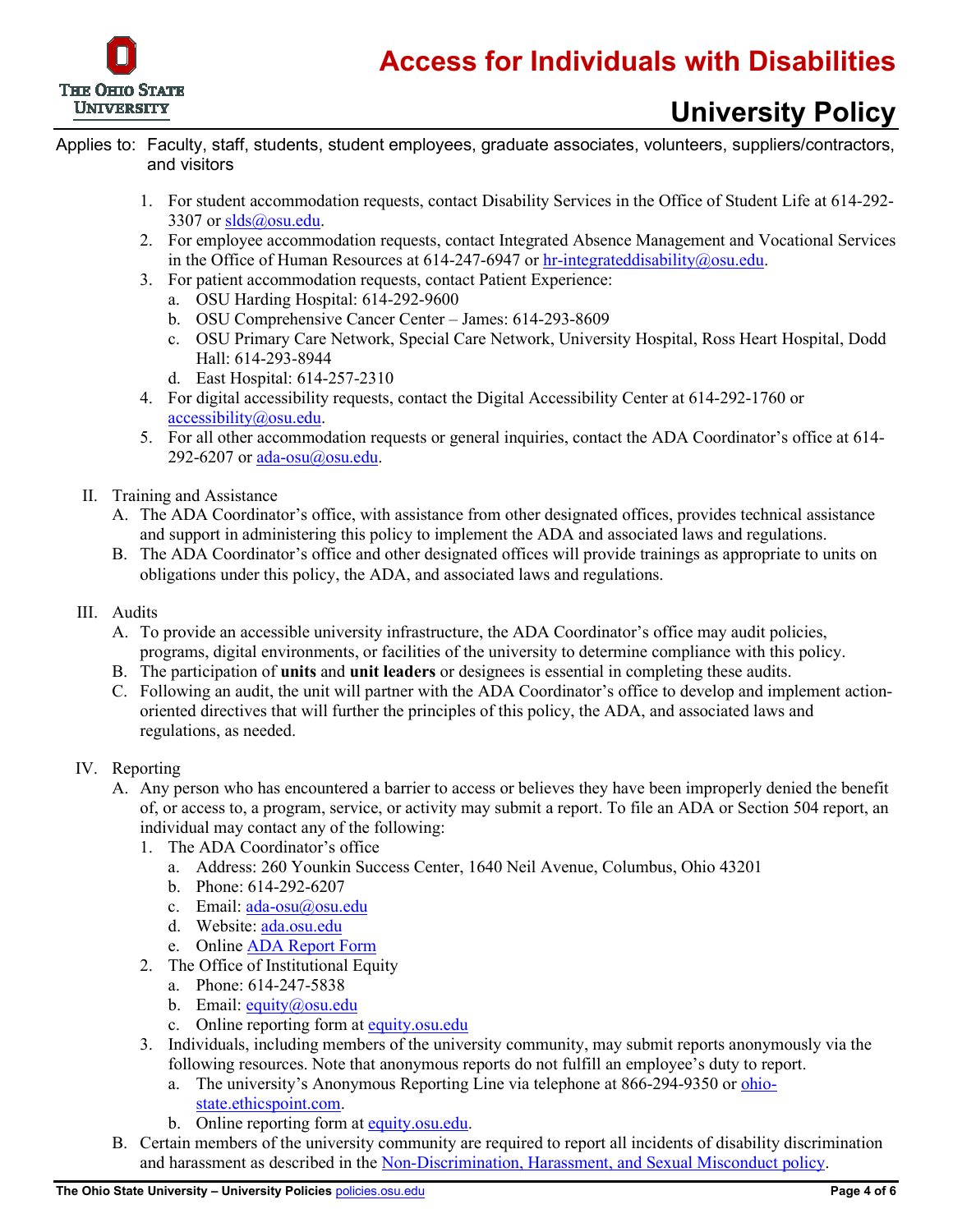Applies to: Faculty, staff, students, student employees, graduate associates, volunteers, suppliers/contractors, and visitors

1. For student accommodation requests, contact Disability Services in the Office of Student Life at 614-292-3307 or slds@osu.edu.
2. For employee accommodation requests, contact Integrated Absence Management and Vocational Services in the Office of Human Resources at 614-247-6947 or hr-integrateddisability@osu.edu.
3. For patient accommodation requests, contact Patient Experience:
   a. OSU Harding Hospital: 614-292-9600
   b. OSU Comprehensive Cancer Center – James: 614-293-8609
   c. OSU Primary Care Network, Special Care Network, University Hospital, Ross Heart Hospital, Dodd Hall: 614-293-8944
   d. East Hospital: 614-257-2310
4. For digital accessibility requests, contact the Digital Accessibility Center at 614-292-1760 or accessibility@osu.edu.
5. For all other accommodation requests or general inquiries, contact the ADA Coordinator's office at 614-292-6207 or ada-osu@osu.edu.

II. Training and Assistance
   A. The ADA Coordinator's office, with assistance from other designated offices, provides technical assistance and support in administering this policy to implement the ADA and associated laws and regulations.
   B. The ADA Coordinator's office and other designated offices will provide trainings as appropriate to units on obligations under this policy, the ADA, and associated laws and regulations.

III. Audits
   A. To provide an accessible university infrastructure, the ADA Coordinator's office may audit policies, programs, digital environments, or facilities of the university to determine compliance with this policy.
   B. The participation of **units** and **unit leaders** or designees is essential in completing these audits.
   C. Following an audit, the unit will partner with the ADA Coordinator's office to develop and implement action-oriented directives that will further the principles of this policy, the ADA, and associated laws and regulations, as needed.

IV. Reporting
   A. Any person who has encountered a barrier to access or believes they have been improperly denied the benefit of, or access to, a program, service, or activity may submit a report. To file an ADA or Section 504 report, an individual may contact any of the following:
      1. The ADA Coordinator's office
         a. Address: 260 Younkin Success Center, 1640 Neil Avenue, Columbus, Ohio 43201
         b. Phone: 614-292-6207
         c. Email: ada-osu@osu.edu
         d. Website: ada.osu.edu
         e. Online ADA Report Form
      2. The Office of Institutional Equity
         a. Phone: 614-247-5838
         b. Email: equity@osu.edu
         c. Online reporting form at equity.osu.edu
      3. Individuals, including members of the university community, may submit reports anonymously via the following resources. Note that anonymous reports do not fulfill an employee's duty to report.
         a. The university's Anonymous Reporting Line via telephone at 866-294-9350 or ohio-state.ethicspoint.com.
         b. Online reporting form at equity.osu.edu.
   B. Certain members of the university community are required to report all incidents of disability discrimination and harassment as described in the Non-Discrimination, Harassment, and Sexual Misconduct policy.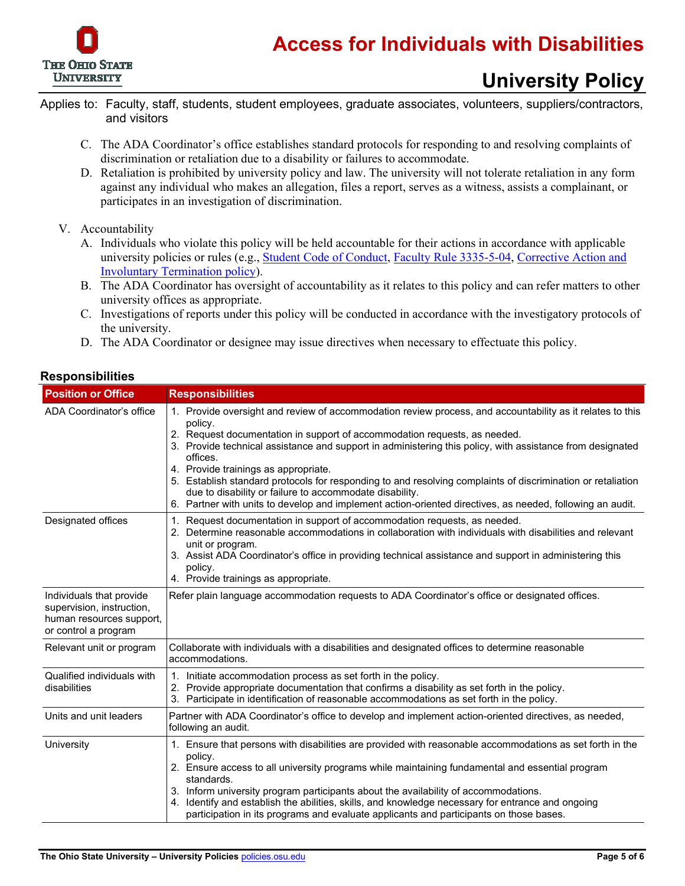C. The ADA Coordinator's office establishes standard protocols for responding to and resolving complaints of discrimination or retaliation due to a disability or failures to accommodate.

D. Retaliation is prohibited by university policy and law. The university will not tolerate retaliation in any form against any individual who makes an allegation, files a report, serves as a witness, assists a complainant, or participates in an investigation of discrimination.

V. Accountability

A. Individuals who violate this policy will be held accountable for their actions in accordance with applicable university policies or rules (e.g., Student Code of Conduct, Faculty Rule 3335-5-04, Corrective Action and Involuntary Termination policy).

B. The ADA Coordinator has oversight of accountability as it relates to this policy and can refer matters to other university offices as appropriate.

C. Investigations of reports under this policy will be conducted in accordance with the investigatory protocols of the university.

D. The ADA Coordinator or designee may issue directives when necessary to effectuate this policy.

## Responsibilities

| Position or Office | Responsibilities |
|---|---|
| ADA Coordinator's office | 1. Provide oversight and review of accommodation review process, and accountability as it relates to this policy.<br>2. Request documentation in support of accommodation requests, as needed.<br>3. Provide technical assistance and support in administering this policy, with assistance from designated offices.<br>4. Provide trainings as appropriate.<br>5. Establish standard protocols for responding to and resolving complaints of discrimination or retaliation due to disability or failure to accommodate disability.<br>6. Partner with units to develop and implement action-oriented directives, as needed, following an audit. |
| Designated offices | 1. Request documentation in support of accommodation requests, as needed.<br>2. Determine reasonable accommodations in collaboration with individuals with disabilities and relevant unit or program.<br>3. Assist ADA Coordinator's office in providing technical assistance and support in administering this policy.<br>4. Provide trainings as appropriate. |
| Individuals that provide supervision, instruction, human resources support, or control a program | Refer plain language accommodation requests to ADA Coordinator's office or designated offices. |
| Relevant unit or program | Collaborate with individuals with a disabilities and designated offices to determine reasonable accommodations. |
| Qualified individuals with disabilities | 1. Initiate accommodation process as set forth in the policy.<br>2. Provide appropriate documentation that confirms a disability as set forth in the policy.<br>3. Participate in identification of reasonable accommodations as set forth in the policy. |
| Units and unit leaders | Partner with ADA Coordinator's office to develop and implement action-oriented directives, as needed, following an audit. |
| University | 1. Ensure that persons with disabilities are provided with reasonable accommodations as set forth in the policy.<br>2. Ensure access to all university programs while maintaining fundamental and essential program standards.<br>3. Inform university program participants about the availability of accommodations.<br>4. Identify and establish the abilities, skills, and knowledge necessary for entrance and ongoing participation in its programs and evaluate applicants and participants on those bases. |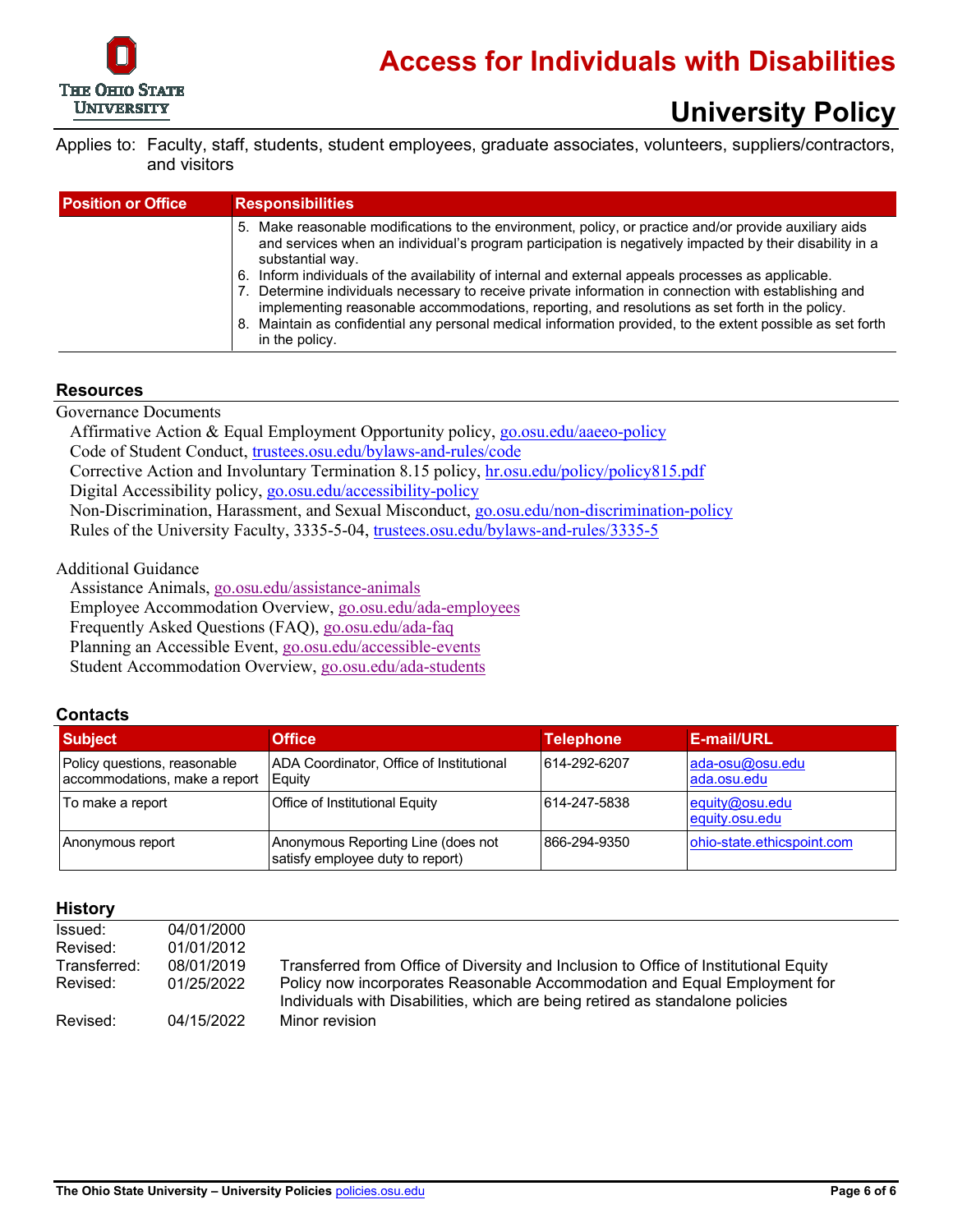Applies to: Faculty, staff, students, student employees, graduate associates, volunteers, suppliers/contractors, and visitors

| Position or Office | Responsibilities |
|---|---|
| | 5. Make reasonable modifications to the environment, policy, or practice and/or provide auxiliary aids and services when an individual's program participation is negatively impacted by their disability in a substantial way.<br>6. Inform individuals of the availability of internal and external appeals processes as applicable.<br>7. Determine individuals necessary to receive private information in connection with establishing and implementing reasonable accommodations, reporting, and resolutions as set forth in the policy.<br>8. Maintain as confidential any personal medical information provided, to the extent possible as set forth in the policy. |

## Resources

Governance Documents

- Affirmative Action & Equal Employment Opportunity policy, go.osu.edu/aaeeo-policy
- Code of Student Conduct, trustees.osu.edu/bylaws-and-rules/code
- Corrective Action and Involuntary Termination 8.15 policy, hr.osu.edu/policy/policy815.pdf
- Digital Accessibility policy, go.osu.edu/accessibility-policy
- Non-Discrimination, Harassment, and Sexual Misconduct, go.osu.edu/non-discrimination-policy
- Rules of the University Faculty, 3335-5-04, trustees.osu.edu/bylaws-and-rules/3335-5

Additional Guidance

- Assistance Animals, go.osu.edu/assistance-animals
- Employee Accommodation Overview, go.osu.edu/ada-employees
- Frequently Asked Questions (FAQ), go.osu.edu/ada-faq
- Planning an Accessible Event, go.osu.edu/accessible-events
- Student Accommodation Overview, go.osu.edu/ada-students

## Contacts

| Subject | Office | Telephone | E-mail/URL |
|---|---|---|---|
| Policy questions, reasonable accommodations, make a report | ADA Coordinator, Office of Institutional Equity | 614-292-6207 | ada-osu@osu.edu<br>ada.osu.edu |
| To make a report | Office of Institutional Equity | 614-247-5838 | equity@osu.edu<br>equity.osu.edu |
| Anonymous report | Anonymous Reporting Line (does not satisfy employee duty to report) | 866-294-9350 | ohio-state.ethicspoint.com |

## History

| | | |
|---|---|---|
| Issued: | 04/01/2000 | |
| Revised: | 01/01/2012 | |
| Transferred: | 08/01/2019 | Transferred from Office of Diversity and Inclusion to Office of Institutional Equity |
| Revised: | 01/25/2022 | Policy now incorporates Reasonable Accommodation and Equal Employment for Individuals with Disabilities, which are being retired as standalone policies |
| Revised: | 04/15/2022 | Minor revision |